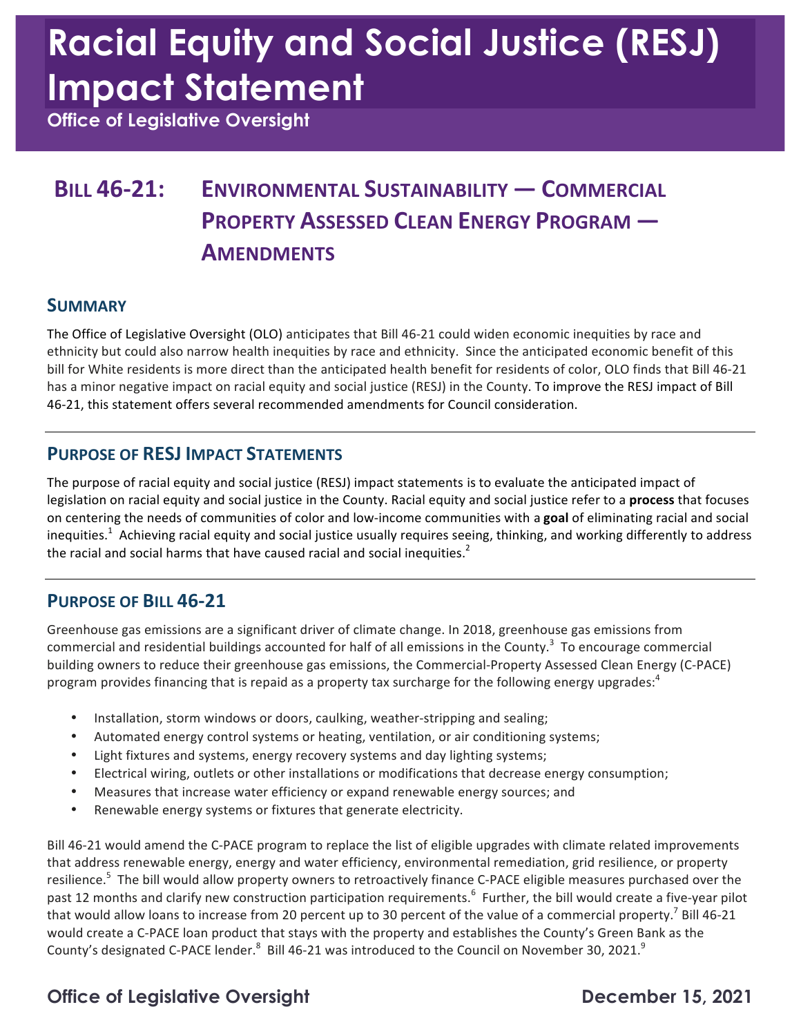# Racial Equity and Social Justice (RESJ) Impact Statement

**Office of Legislative Oversight**

## BILL 46-21: ENVIRONMENTAL SUSTAINABILITY — COMMERCIAL PROPERTY ASSESSED CLEAN ENERGY PROGRAM — AMENDMENTS

### SUMMARY

The Office of Legislative Oversight (OLO) anticipates that Bill 46-21 could widen economic inequities by race and ethnicity but could also narrow health inequities by race and ethnicity. Since the anticipated economic benefit of this bill for White residents is more direct than the anticipated health benefit for residents of color, OLO finds that Bill 46-21 has a minor negative impact on racial equity and social justice (RESJ) in the County. To improve the RESJ impact of Bill 46-21, this statement offers several recommended amendments for Council consideration.

### PURPOSE OF RESJ IMPACT STATEMENTS

The purpose of racial equity and social justice (RESJ) impact statements is to evaluate the anticipated impact of legislation on racial equity and social justice in the County. Racial equity and social justice refer to a **process** that focuses on centering the needs of communities of color and low-income communities with a **goal** of eliminating racial and social inequities.[1] Achieving racial equity and social justice usually requires seeing, thinking, and working differently to address the racial and social harms that have caused racial and social inequities.[2]

### PURPOSE OF BILL 46-21

Greenhouse gas emissions are a significant driver of climate change. In 2018, greenhouse gas emissions from commercial and residential buildings accounted for half of all emissions in the County.[3] To encourage commercial building owners to reduce their greenhouse gas emissions, the Commercial-Property Assessed Clean Energy (C-PACE) program provides financing that is repaid as a property tax surcharge for the following energy upgrades:[4]

- Installation, storm windows or doors, caulking, weather-stripping and sealing;
- Automated energy control systems or heating, ventilation, or air conditioning systems;
- Light fixtures and systems, energy recovery systems and day lighting systems;
- Electrical wiring, outlets or other installations or modifications that decrease energy consumption;
- Measures that increase water efficiency or expand renewable energy sources; and
- Renewable energy systems or fixtures that generate electricity.

Bill 46-21 would amend the C-PACE program to replace the list of eligible upgrades with climate related improvements that address renewable energy, energy and water efficiency, environmental remediation, grid resilience, or property resilience.[5] The bill would allow property owners to retroactively finance C-PACE eligible measures purchased over the past 12 months and clarify new construction participation requirements.[6] Further, the bill would create a five-year pilot that would allow loans to increase from 20 percent up to 30 percent of the value of a commercial property.[7] Bill 46-21 would create a C-PACE loan product that stays with the property and establishes the County's Green Bank as the County's designated C-PACE lender.[8] Bill 46-21 was introduced to the Council on November 30, 2021.[9]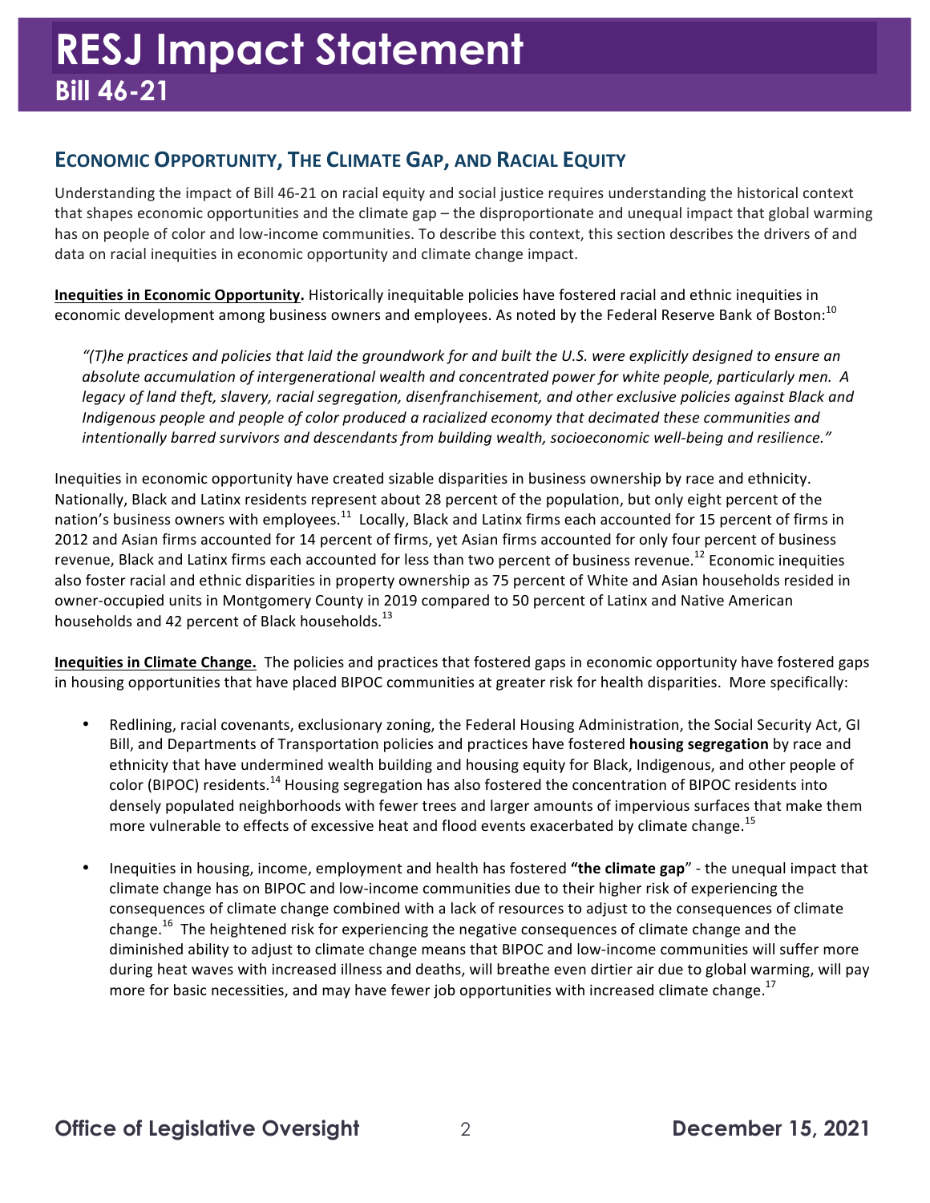## Economic Opportunity, The Climate Gap, and Racial Equity

Understanding the impact of Bill 46-21 on racial equity and social justice requires understanding the historical context that shapes economic opportunities and the climate gap – the disproportionate and unequal impact that global warming has on people of color and low-income communities. To describe this context, this section describes the drivers of and data on racial inequities in economic opportunity and climate change impact.

**Inequities in Economic Opportunity.** Historically inequitable policies have fostered racial and ethnic inequities in economic development among business owners and employees. As noted by the Federal Reserve Bank of Boston:[10]

> *"(T)he practices and policies that laid the groundwork for and built the U.S. were explicitly designed to ensure an absolute accumulation of intergenerational wealth and concentrated power for white people, particularly men. A legacy of land theft, slavery, racial segregation, disenfranchisement, and other exclusive policies against Black and Indigenous people and people of color produced a racialized economy that decimated these communities and intentionally barred survivors and descendants from building wealth, socioeconomic well-being and resilience."*

Inequities in economic opportunity have created sizable disparities in business ownership by race and ethnicity. Nationally, Black and Latinx residents represent about 28 percent of the population, but only eight percent of the nation's business owners with employees.[11] Locally, Black and Latinx firms each accounted for 15 percent of firms in 2012 and Asian firms accounted for 14 percent of firms, yet Asian firms accounted for only four percent of business revenue, Black and Latinx firms each accounted for less than two percent of business revenue.[12] Economic inequities also foster racial and ethnic disparities in property ownership as 75 percent of White and Asian households resided in owner-occupied units in Montgomery County in 2019 compared to 50 percent of Latinx and Native American households and 42 percent of Black households.[13]

**Inequities in Climate Change.** The policies and practices that fostered gaps in economic opportunity have fostered gaps in housing opportunities that have placed BIPOC communities at greater risk for health disparities. More specifically:

- Redlining, racial covenants, exclusionary zoning, the Federal Housing Administration, the Social Security Act, GI Bill, and Departments of Transportation policies and practices have fostered **housing segregation** by race and ethnicity that have undermined wealth building and housing equity for Black, Indigenous, and other people of color (BIPOC) residents.[14] Housing segregation has also fostered the concentration of BIPOC residents into densely populated neighborhoods with fewer trees and larger amounts of impervious surfaces that make them more vulnerable to effects of excessive heat and flood events exacerbated by climate change.[15]

- Inequities in housing, income, employment and health has fostered **"the climate gap**" - the unequal impact that climate change has on BIPOC and low-income communities due to their higher risk of experiencing the consequences of climate change combined with a lack of resources to adjust to the consequences of climate change.[16] The heightened risk for experiencing the negative consequences of climate change and the diminished ability to adjust to climate change means that BIPOC and low-income communities will suffer more during heat waves with increased illness and deaths, will breathe even dirtier air due to global warming, will pay more for basic necessities, and may have fewer job opportunities with increased climate change.[17]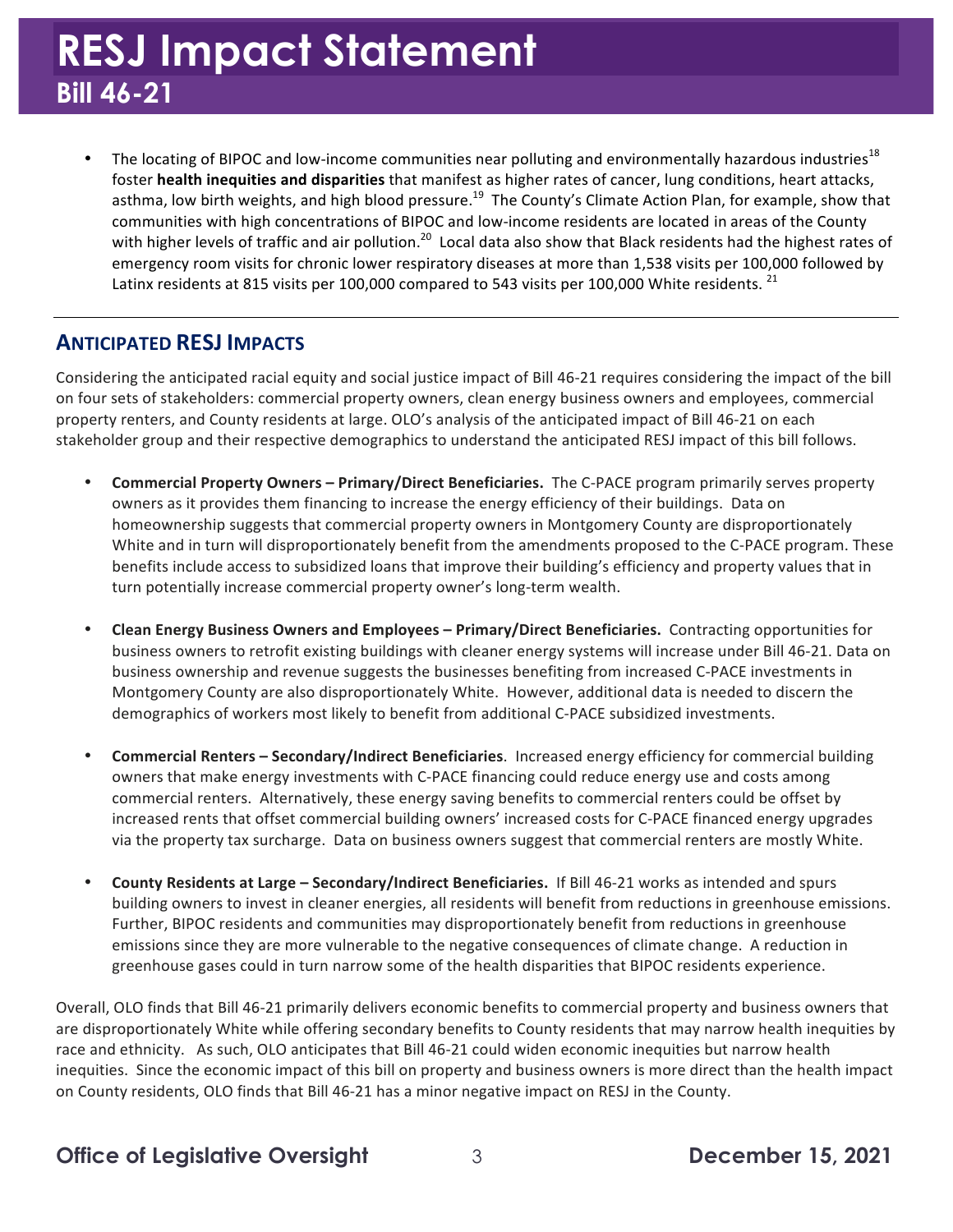- The locating of BIPOC and low-income communities near polluting and environmentally hazardous industries[18] foster **health inequities and disparities** that manifest as higher rates of cancer, lung conditions, heart attacks, asthma, low birth weights, and high blood pressure.[19] The County's Climate Action Plan, for example, show that communities with high concentrations of BIPOC and low-income residents are located in areas of the County with higher levels of traffic and air pollution.[20] Local data also show that Black residents had the highest rates of emergency room visits for chronic lower respiratory diseases at more than 1,538 visits per 100,000 followed by Latinx residents at 815 visits per 100,000 compared to 543 visits per 100,000 White residents.[21]

## ANTICIPATED RESJ IMPACTS

Considering the anticipated racial equity and social justice impact of Bill 46-21 requires considering the impact of the bill on four sets of stakeholders: commercial property owners, clean energy business owners and employees, commercial property renters, and County residents at large. OLO's analysis of the anticipated impact of Bill 46-21 on each stakeholder group and their respective demographics to understand the anticipated RESJ impact of this bill follows.

- **Commercial Property Owners – Primary/Direct Beneficiaries.** The C-PACE program primarily serves property owners as it provides them financing to increase the energy efficiency of their buildings. Data on homeownership suggests that commercial property owners in Montgomery County are disproportionately White and in turn will disproportionately benefit from the amendments proposed to the C-PACE program. These benefits include access to subsidized loans that improve their building's efficiency and property values that in turn potentially increase commercial property owner's long-term wealth.

- **Clean Energy Business Owners and Employees – Primary/Direct Beneficiaries.** Contracting opportunities for business owners to retrofit existing buildings with cleaner energy systems will increase under Bill 46-21. Data on business ownership and revenue suggests the businesses benefiting from increased C-PACE investments in Montgomery County are also disproportionately White. However, additional data is needed to discern the demographics of workers most likely to benefit from additional C-PACE subsidized investments.

- **Commercial Renters – Secondary/Indirect Beneficiaries**. Increased energy efficiency for commercial building owners that make energy investments with C-PACE financing could reduce energy use and costs among commercial renters. Alternatively, these energy saving benefits to commercial renters could be offset by increased rents that offset commercial building owners' increased costs for C-PACE financed energy upgrades via the property tax surcharge. Data on business owners suggest that commercial renters are mostly White.

- **County Residents at Large – Secondary/Indirect Beneficiaries.** If Bill 46-21 works as intended and spurs building owners to invest in cleaner energies, all residents will benefit from reductions in greenhouse emissions. Further, BIPOC residents and communities may disproportionately benefit from reductions in greenhouse emissions since they are more vulnerable to the negative consequences of climate change. A reduction in greenhouse gases could in turn narrow some of the health disparities that BIPOC residents experience.

Overall, OLO finds that Bill 46-21 primarily delivers economic benefits to commercial property and business owners that are disproportionately White while offering secondary benefits to County residents that may narrow health inequities by race and ethnicity. As such, OLO anticipates that Bill 46-21 could widen economic inequities but narrow health inequities. Since the economic impact of this bill on property and business owners is more direct than the health impact on County residents, OLO finds that Bill 46-21 has a minor negative impact on RESJ in the County.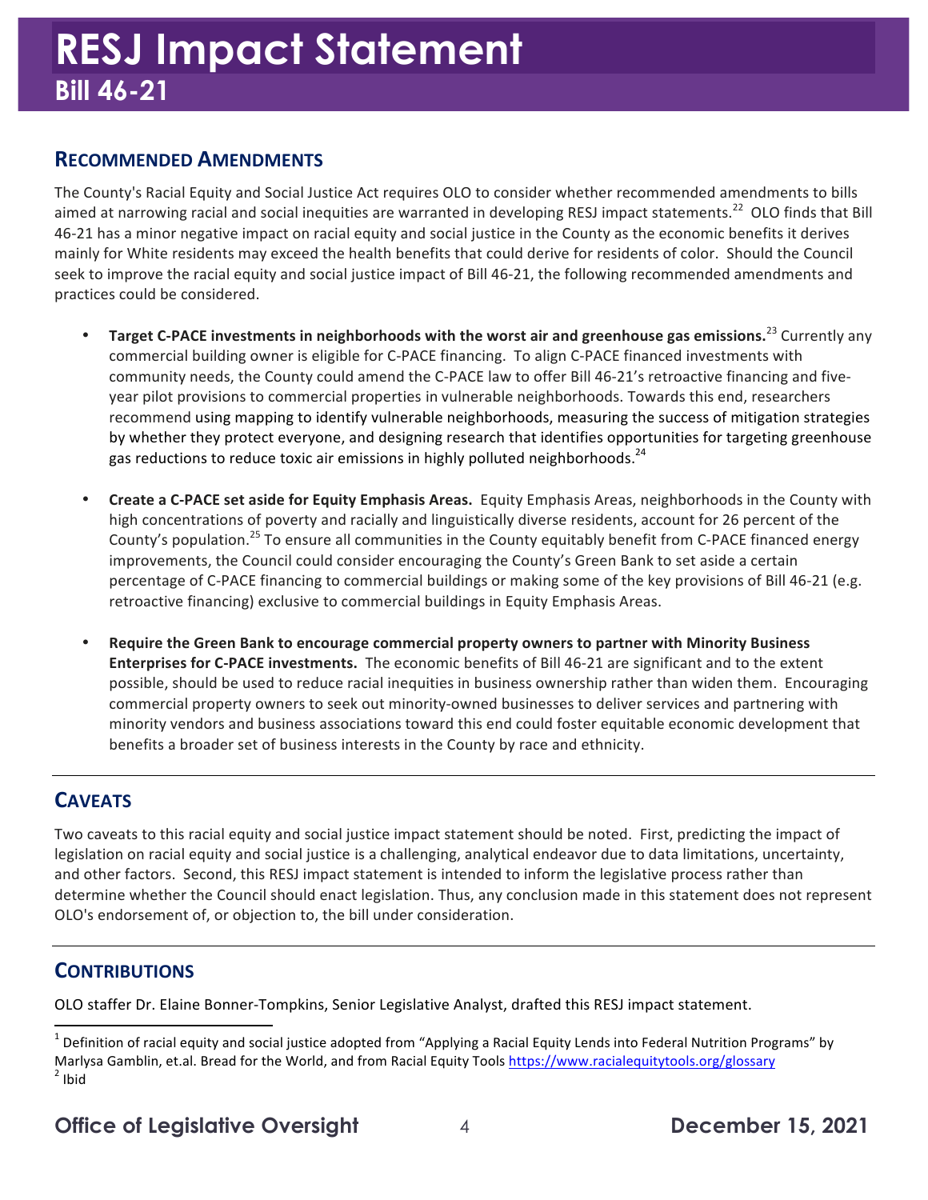## RECOMMENDED AMENDMENTS

The County's Racial Equity and Social Justice Act requires OLO to consider whether recommended amendments to bills aimed at narrowing racial and social inequities are warranted in developing RESJ impact statements.[22] OLO finds that Bill 46-21 has a minor negative impact on racial equity and social justice in the County as the economic benefits it derives mainly for White residents may exceed the health benefits that could derive for residents of color. Should the Council seek to improve the racial equity and social justice impact of Bill 46-21, the following recommended amendments and practices could be considered.

- **Target C-PACE investments in neighborhoods with the worst air and greenhouse gas emissions.**[23] Currently any commercial building owner is eligible for C-PACE financing. To align C-PACE financed investments with community needs, the County could amend the C-PACE law to offer Bill 46-21's retroactive financing and five-year pilot provisions to commercial properties in vulnerable neighborhoods. Towards this end, researchers recommend using mapping to identify vulnerable neighborhoods, measuring the success of mitigation strategies by whether they protect everyone, and designing research that identifies opportunities for targeting greenhouse gas reductions to reduce toxic air emissions in highly polluted neighborhoods.[24]

- **Create a C-PACE set aside for Equity Emphasis Areas.** Equity Emphasis Areas, neighborhoods in the County with high concentrations of poverty and racially and linguistically diverse residents, account for 26 percent of the County's population.[25] To ensure all communities in the County equitably benefit from C-PACE financed energy improvements, the Council could consider encouraging the County's Green Bank to set aside a certain percentage of C-PACE financing to commercial buildings or making some of the key provisions of Bill 46-21 (e.g. retroactive financing) exclusive to commercial buildings in Equity Emphasis Areas.

- **Require the Green Bank to encourage commercial property owners to partner with Minority Business Enterprises for C-PACE investments.** The economic benefits of Bill 46-21 are significant and to the extent possible, should be used to reduce racial inequities in business ownership rather than widen them. Encouraging commercial property owners to seek out minority-owned businesses to deliver services and partnering with minority vendors and business associations toward this end could foster equitable economic development that benefits a broader set of business interests in the County by race and ethnicity.

## CAVEATS

Two caveats to this racial equity and social justice impact statement should be noted. First, predicting the impact of legislation on racial equity and social justice is a challenging, analytical endeavor due to data limitations, uncertainty, and other factors. Second, this RESJ impact statement is intended to inform the legislative process rather than determine whether the Council should enact legislation. Thus, any conclusion made in this statement does not represent OLO's endorsement of, or objection to, the bill under consideration.

## CONTRIBUTIONS

OLO staffer Dr. Elaine Bonner-Tompkins, Senior Legislative Analyst, drafted this RESJ impact statement.

---

[1] Definition of racial equity and social justice adopted from "Applying a Racial Equity Lends into Federal Nutrition Programs" by Marlysa Gamblin, et.al. Bread for the World, and from Racial Equity Tools https://www.racialequitytools.org/glossary
[2] Ibid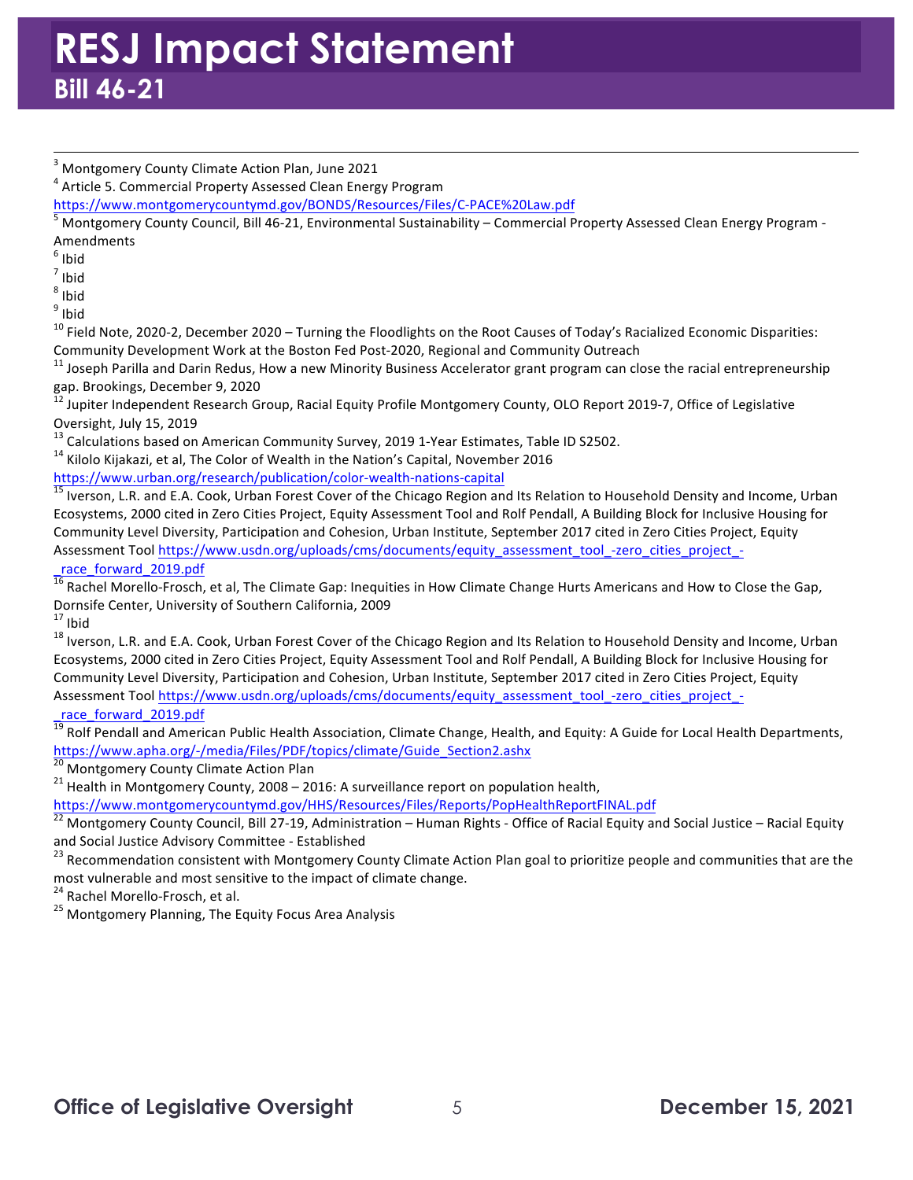[3] Montgomery County Climate Action Plan, June 2021

[4] Article 5. Commercial Property Assessed Clean Energy Program https://www.montgomerycountymd.gov/BONDS/Resources/Files/C-PACE%20Law.pdf

[5] Montgomery County Council, Bill 46-21, Environmental Sustainability – Commercial Property Assessed Clean Energy Program - Amendments

[6] Ibid

[7] Ibid

[8] Ibid

[9] Ibid

[10] Field Note, 2020-2, December 2020 – Turning the Floodlights on the Root Causes of Today's Racialized Economic Disparities: Community Development Work at the Boston Fed Post-2020, Regional and Community Outreach

[11] Joseph Parilla and Darin Redus, How a new Minority Business Accelerator grant program can close the racial entrepreneurship gap. Brookings, December 9, 2020

[12] Jupiter Independent Research Group, Racial Equity Profile Montgomery County, OLO Report 2019-7, Office of Legislative Oversight, July 15, 2019

[13] Calculations based on American Community Survey, 2019 1-Year Estimates, Table ID S2502.

[14] Kilolo Kijakazi, et al, The Color of Wealth in the Nation's Capital, November 2016 https://www.urban.org/research/publication/color-wealth-nations-capital

[15] Iverson, L.R. and E.A. Cook, Urban Forest Cover of the Chicago Region and Its Relation to Household Density and Income, Urban Ecosystems, 2000 cited in Zero Cities Project, Equity Assessment Tool and Rolf Pendall, A Building Block for Inclusive Housing for Community Level Diversity, Participation and Cohesion, Urban Institute, September 2017 cited in Zero Cities Project, Equity Assessment Tool https://www.usdn.org/uploads/cms/documents/equity_assessment_tool_-zero_cities_project_-_race_forward_2019.pdf

[16] Rachel Morello-Frosch, et al, The Climate Gap: Inequities in How Climate Change Hurts Americans and How to Close the Gap, Dornsife Center, University of Southern California, 2009

[17] Ibid

[18] Iverson, L.R. and E.A. Cook, Urban Forest Cover of the Chicago Region and Its Relation to Household Density and Income, Urban Ecosystems, 2000 cited in Zero Cities Project, Equity Assessment Tool and Rolf Pendall, A Building Block for Inclusive Housing for Community Level Diversity, Participation and Cohesion, Urban Institute, September 2017 cited in Zero Cities Project, Equity Assessment Tool https://www.usdn.org/uploads/cms/documents/equity_assessment_tool_-zero_cities_project_-_race_forward_2019.pdf

[19] Rolf Pendall and American Public Health Association, Climate Change, Health, and Equity: A Guide for Local Health Departments, https://www.apha.org/-/media/Files/PDF/topics/climate/Guide_Section2.ashx

[20] Montgomery County Climate Action Plan

[21] Health in Montgomery County, 2008 – 2016: A surveillance report on population health, https://www.montgomerycountymd.gov/HHS/Resources/Files/Reports/PopHealthReportFINAL.pdf

[22] Montgomery County Council, Bill 27-19, Administration – Human Rights - Office of Racial Equity and Social Justice – Racial Equity and Social Justice Advisory Committee - Established

[23] Recommendation consistent with Montgomery County Climate Action Plan goal to prioritize people and communities that are the most vulnerable and most sensitive to the impact of climate change.

[24] Rachel Morello-Frosch, et al.

[25] Montgomery Planning, The Equity Focus Area Analysis